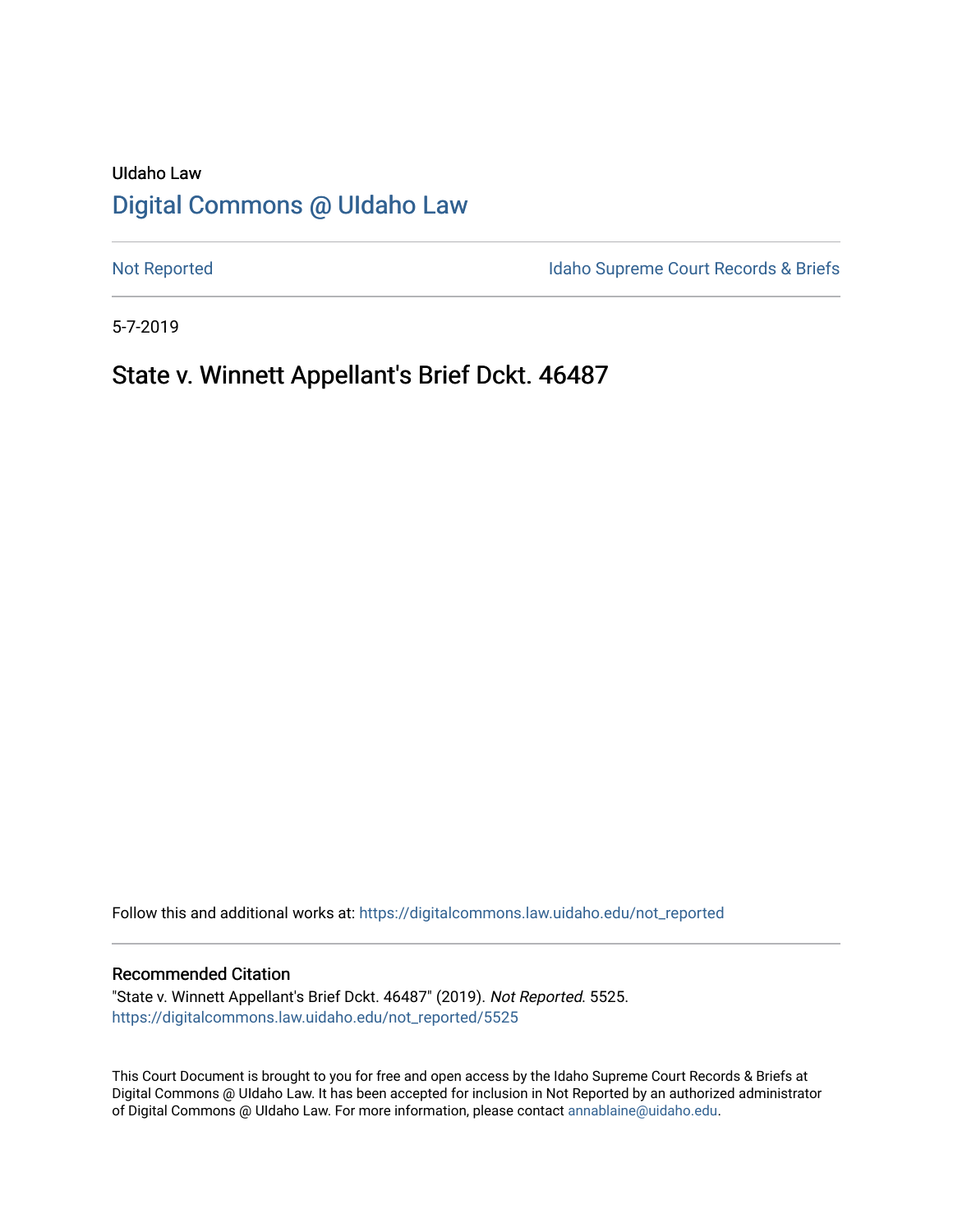UIdaho Law

# Digital Commons @ UIdaho Law

Not Reported | Idaho Supreme Court Records & Briefs

5-7-2019

## State v. Winnett Appellant's Brief Dckt. 46487

Follow this and additional works at: https://digitalcommons.law.uidaho.edu/not_reported

### Recommended Citation

"State v. Winnett Appellant's Brief Dckt. 46487" (2019). *Not Reported*. 5525.
https://digitalcommons.law.uidaho.edu/not_reported/5525

This Court Document is brought to you for free and open access by the Idaho Supreme Court Records & Briefs at Digital Commons @ UIdaho Law. It has been accepted for inclusion in Not Reported by an authorized administrator of Digital Commons @ UIdaho Law. For more information, please contact annablaine@uidaho.edu.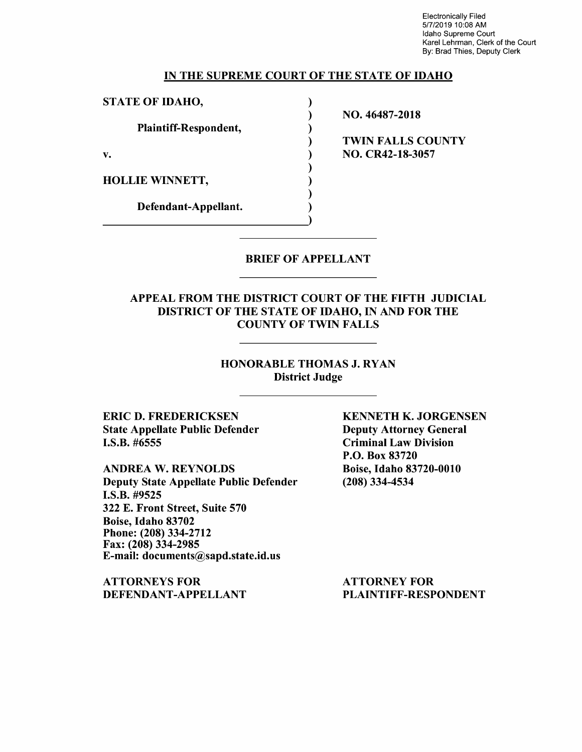Electronically Filed
5/7/2019 10:08 AM
Idaho Supreme Court
Karel Lehrman, Clerk of the Court
By: Brad Thies, Deputy Clerk

## IN THE SUPREME COURT OF THE STATE OF IDAHO

| | |
|---|---|
| **STATE OF IDAHO,** | **NO. 46487-2018** |
| **Plaintiff-Respondent,** | |
| **v.** | **TWIN FALLS COUNTY NO. CR42-18-3057** |
| **HOLLIE WINNETT,** | |
| **Defendant-Appellant.** | |

## BRIEF OF APPELLANT

### APPEAL FROM THE DISTRICT COURT OF THE FIFTH JUDICIAL DISTRICT OF THE STATE OF IDAHO, IN AND FOR THE COUNTY OF TWIN FALLS

**HONORABLE THOMAS J. RYAN**
**District Judge**

**ERIC D. FREDERICKSEN**
**State Appellate Public Defender**
**I.S.B. #6555**

**ANDREA W. REYNOLDS**
**Deputy State Appellate Public Defender**
**I.S.B. #9525**
**322 E. Front Street, Suite 570**
**Boise, Idaho 83702**
**Phone: (208) 334-2712**
**Fax: (208) 334-2985**
**E-mail: documents@sapd.state.id.us**

**ATTORNEYS FOR DEFENDANT-APPELLANT**

**KENNETH K. JORGENSEN**
**Deputy Attorney General**
**Criminal Law Division**
**P.O. Box 83720**
**Boise, Idaho 83720-0010**
**(208) 334-4534**

**ATTORNEY FOR PLAINTIFF-RESPONDENT**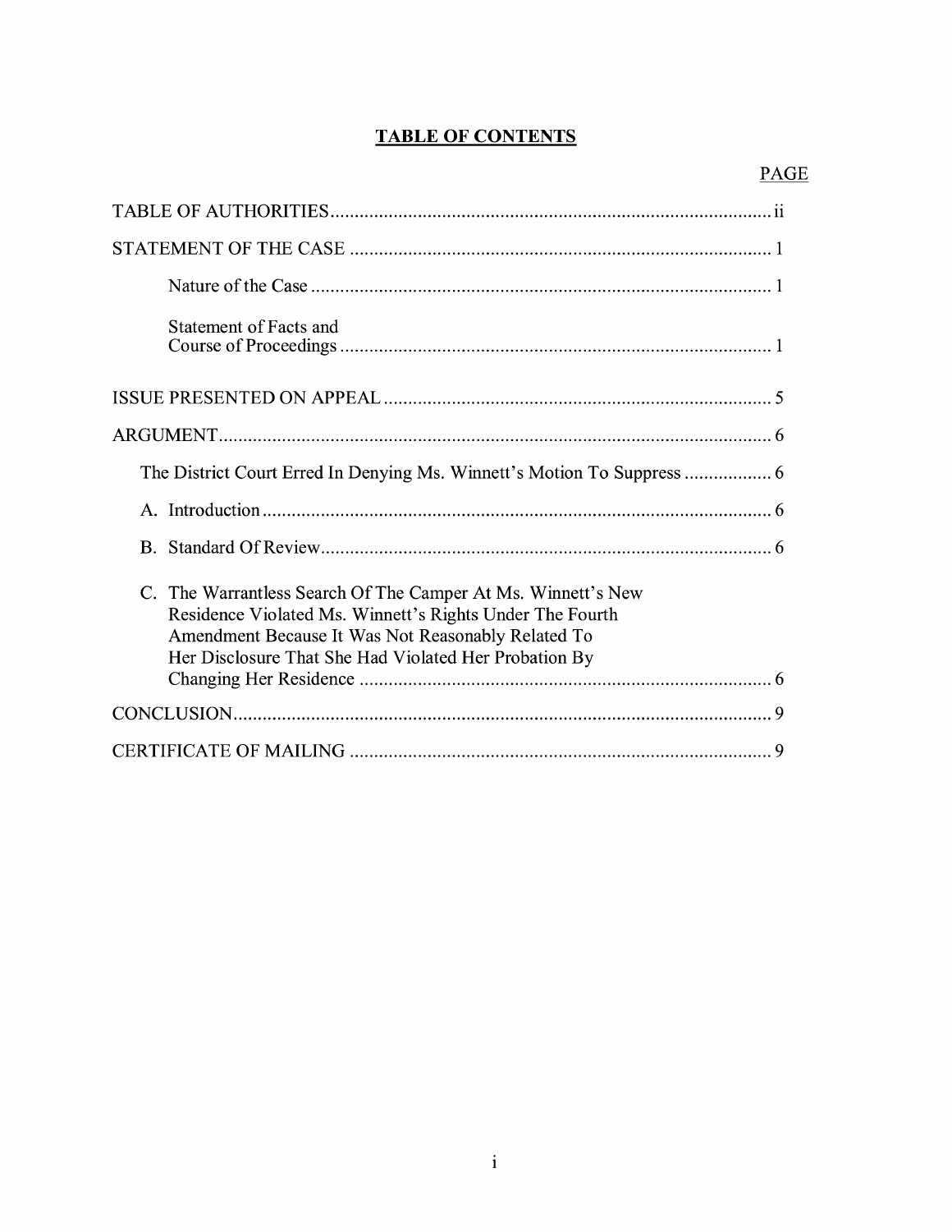## TABLE OF CONTENTS

| | PAGE |
|---|---|
| TABLE OF AUTHORITIES | ii |
| STATEMENT OF THE CASE | 1 |
| Nature of the Case | 1 |
| Statement of Facts and Course of Proceedings | 1 |
| ISSUE PRESENTED ON APPEAL | 5 |
| ARGUMENT | 6 |
| The District Court Erred In Denying Ms. Winnett's Motion To Suppress | 6 |
| A. Introduction | 6 |
| B. Standard Of Review | 6 |
| C. The Warrantless Search Of The Camper At Ms. Winnett's New Residence Violated Ms. Winnett's Rights Under The Fourth Amendment Because It Was Not Reasonably Related To Her Disclosure That She Had Violated Her Probation By Changing Her Residence | 6 |
| CONCLUSION | 9 |
| CERTIFICATE OF MAILING | 9 |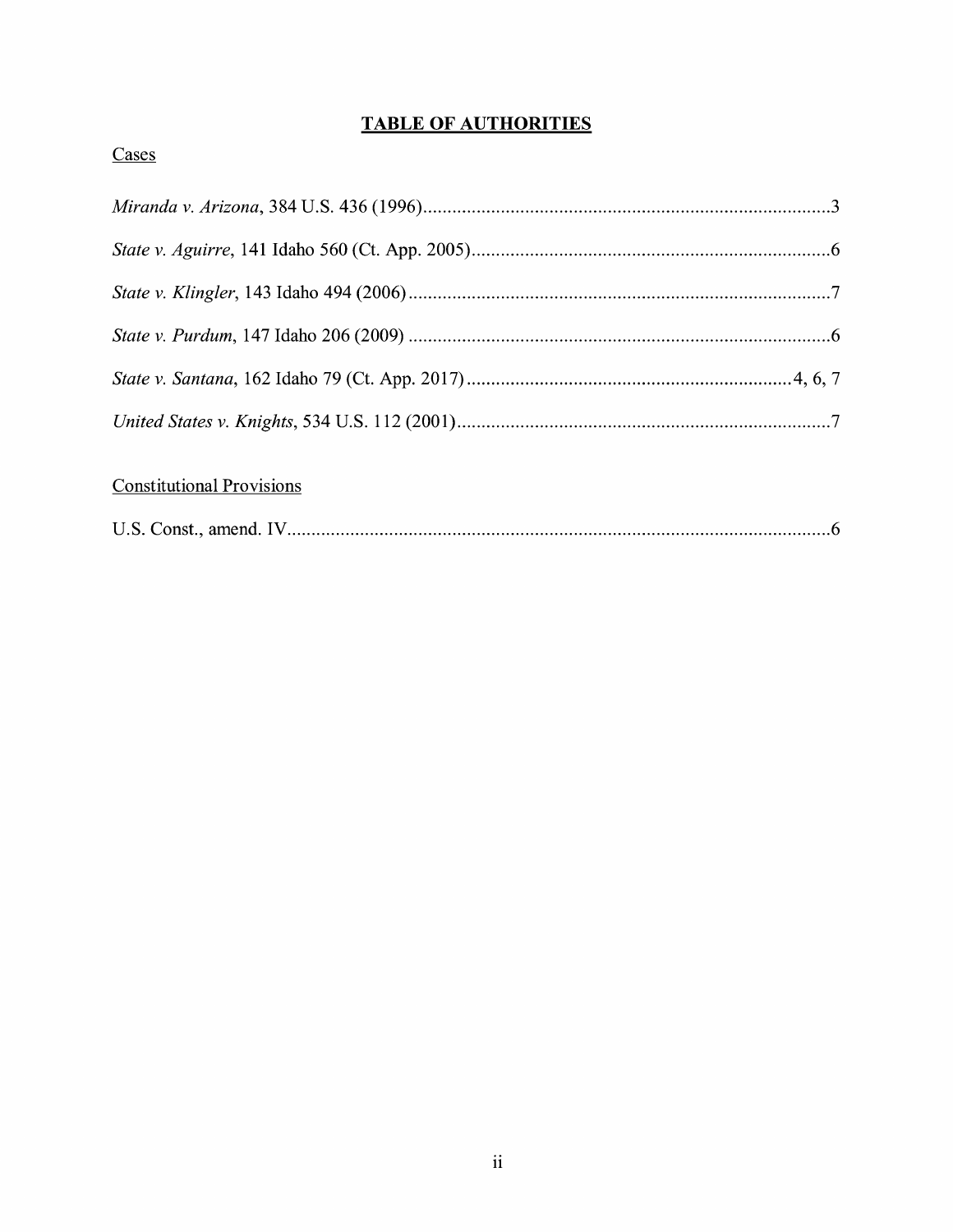# TABLE OF AUTHORITIES

Cases

*Miranda v. Arizona*, 384 U.S. 436 (1996)....................................................................................3

*State v. Aguirre*, 141 Idaho 560 (Ct. App. 2005)..........................................................................6

*State v. Klingler*, 143 Idaho 494 (2006).......................................................................................7

*State v. Purdum*, 147 Idaho 206 (2009) .......................................................................................6

*State v. Santana*, 162 Idaho 79 (Ct. App. 2017)..................................................................4, 6, 7

*United States v. Knights*, 534 U.S. 112 (2001).............................................................................7

Constitutional Provisions

U.S. Const., amend. IV.................................................................................................................6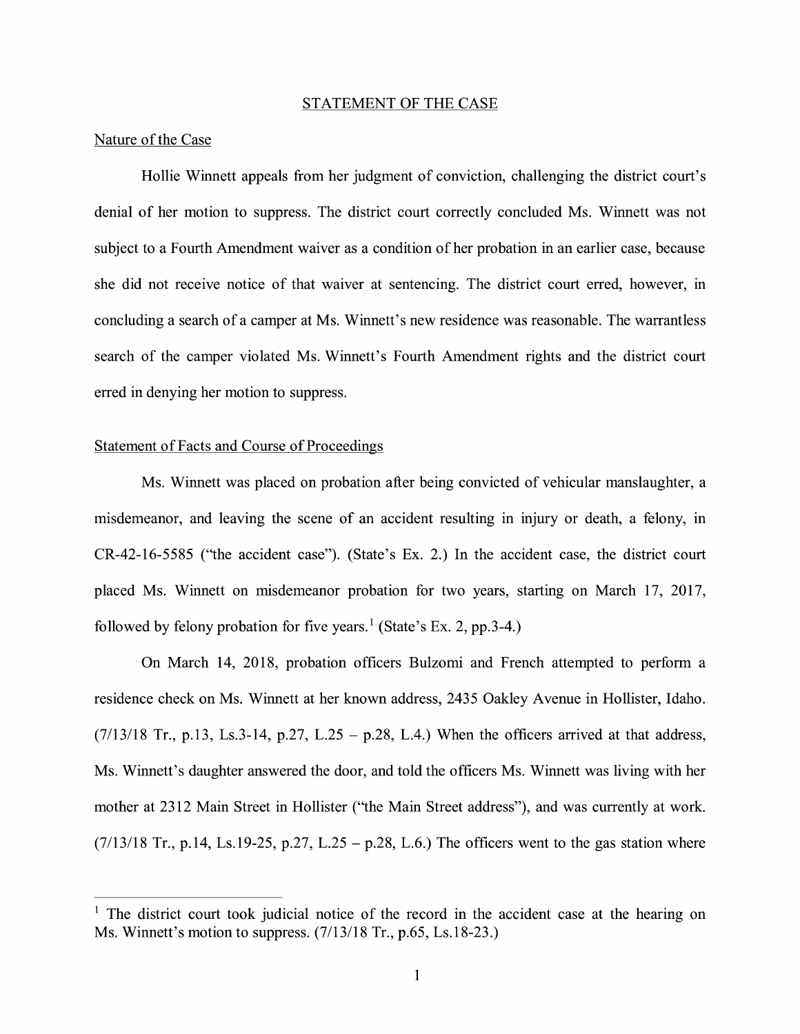## STATEMENT OF THE CASE

### Nature of the Case

Hollie Winnett appeals from her judgment of conviction, challenging the district court's denial of her motion to suppress. The district court correctly concluded Ms. Winnett was not subject to a Fourth Amendment waiver as a condition of her probation in an earlier case, because she did not receive notice of that waiver at sentencing. The district court erred, however, in concluding a search of a camper at Ms. Winnett's new residence was reasonable. The warrantless search of the camper violated Ms. Winnett's Fourth Amendment rights and the district court erred in denying her motion to suppress.

### Statement of Facts and Course of Proceedings

Ms. Winnett was placed on probation after being convicted of vehicular manslaughter, a misdemeanor, and leaving the scene of an accident resulting in injury or death, a felony, in CR-42-16-5585 ("the accident case"). (State's Ex. 2.) In the accident case, the district court placed Ms. Winnett on misdemeanor probation for two years, starting on March 17, 2017, followed by felony probation for five years.[1] (State's Ex. 2, pp.3-4.)

On March 14, 2018, probation officers Bulzomi and French attempted to perform a residence check on Ms. Winnett at her known address, 2435 Oakley Avenue in Hollister, Idaho. (7/13/18 Tr., p.13, Ls.3-14, p.27, L.25 – p.28, L.4.) When the officers arrived at that address, Ms. Winnett's daughter answered the door, and told the officers Ms. Winnett was living with her mother at 2312 Main Street in Hollister ("the Main Street address"), and was currently at work. (7/13/18 Tr., p.14, Ls.19-25, p.27, L.25 – p.28, L.6.) The officers went to the gas station where

---

[1] The district court took judicial notice of the record in the accident case at the hearing on Ms. Winnett's motion to suppress. (7/13/18 Tr., p.65, Ls.18-23.)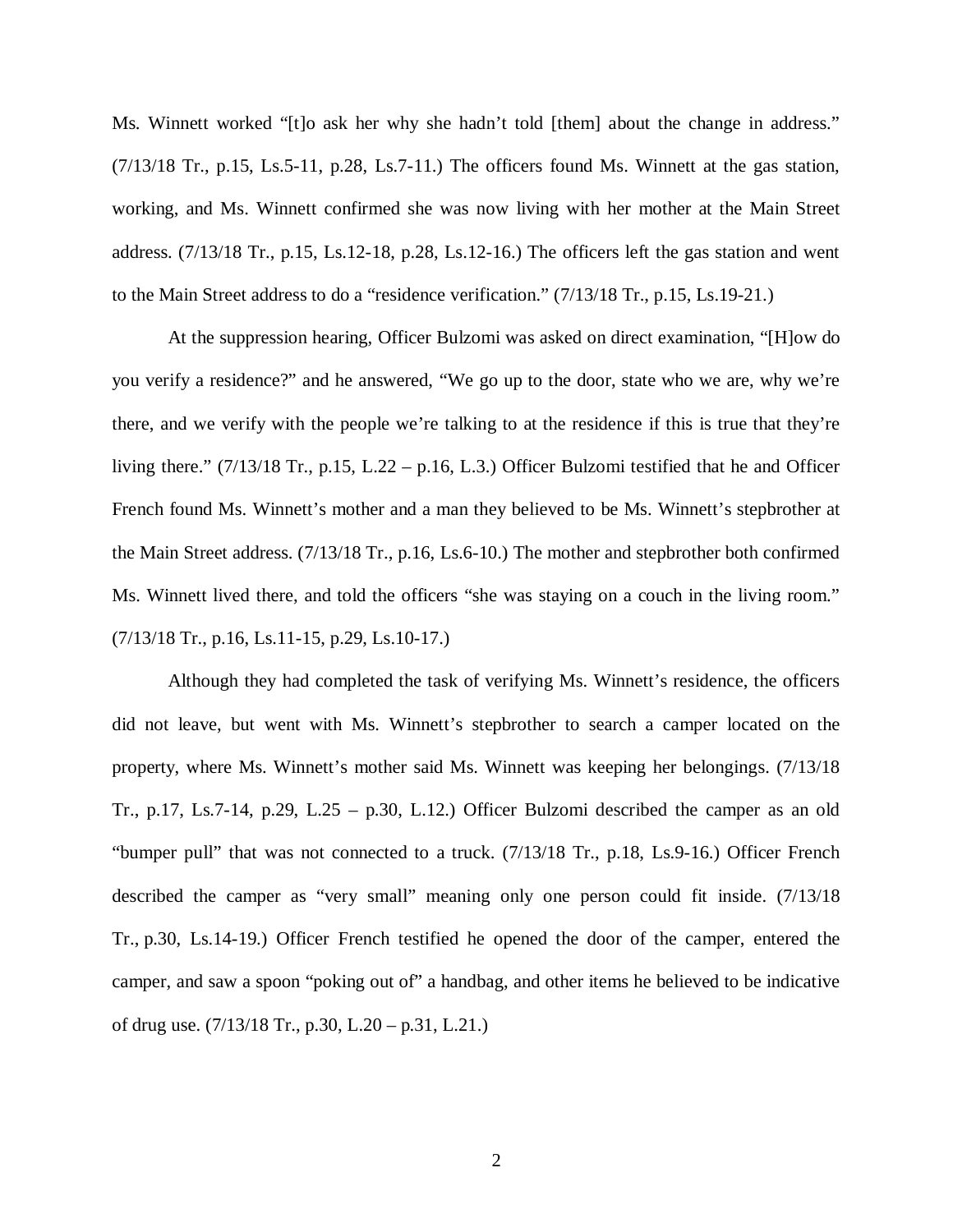Ms. Winnett worked "[t]o ask her why she hadn't told [them] about the change in address." (7/13/18 Tr., p.15, Ls.5-11, p.28, Ls.7-11.) The officers found Ms. Winnett at the gas station, working, and Ms. Winnett confirmed she was now living with her mother at the Main Street address. (7/13/18 Tr., p.15, Ls.12-18, p.28, Ls.12-16.) The officers left the gas station and went to the Main Street address to do a "residence verification." (7/13/18 Tr., p.15, Ls.19-21.)

At the suppression hearing, Officer Bulzomi was asked on direct examination, "[H]ow do you verify a residence?" and he answered, "We go up to the door, state who we are, why we're there, and we verify with the people we're talking to at the residence if this is true that they're living there." (7/13/18 Tr., p.15, L.22 – p.16, L.3.) Officer Bulzomi testified that he and Officer French found Ms. Winnett's mother and a man they believed to be Ms. Winnett's stepbrother at the Main Street address. (7/13/18 Tr., p.16, Ls.6-10.) The mother and stepbrother both confirmed Ms. Winnett lived there, and told the officers "she was staying on a couch in the living room." (7/13/18 Tr., p.16, Ls.11-15, p.29, Ls.10-17.)

Although they had completed the task of verifying Ms. Winnett's residence, the officers did not leave, but went with Ms. Winnett's stepbrother to search a camper located on the property, where Ms. Winnett's mother said Ms. Winnett was keeping her belongings. (7/13/18 Tr., p.17, Ls.7-14, p.29, L.25 – p.30, L.12.) Officer Bulzomi described the camper as an old "bumper pull" that was not connected to a truck. (7/13/18 Tr., p.18, Ls.9-16.) Officer French described the camper as "very small" meaning only one person could fit inside. (7/13/18 Tr., p.30, Ls.14-19.) Officer French testified he opened the door of the camper, entered the camper, and saw a spoon "poking out of" a handbag, and other items he believed to be indicative of drug use. (7/13/18 Tr., p.30, L.20 – p.31, L.21.)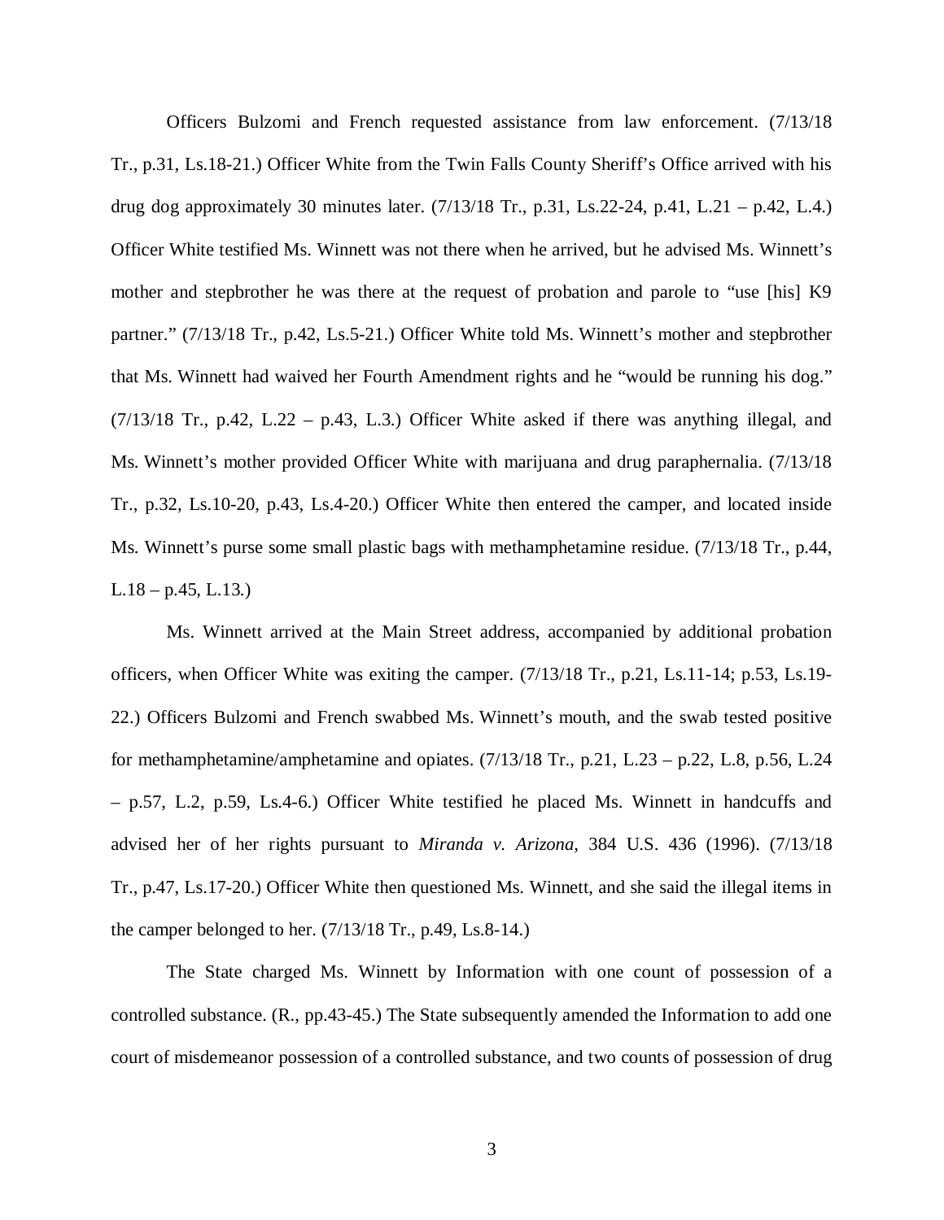Officers Bulzomi and French requested assistance from law enforcement. (7/13/18 Tr., p.31, Ls.18-21.) Officer White from the Twin Falls County Sheriff's Office arrived with his drug dog approximately 30 minutes later. (7/13/18 Tr., p.31, Ls.22-24, p.41, L.21 – p.42, L.4.) Officer White testified Ms. Winnett was not there when he arrived, but he advised Ms. Winnett's mother and stepbrother he was there at the request of probation and parole to "use [his] K9 partner." (7/13/18 Tr., p.42, Ls.5-21.) Officer White told Ms. Winnett's mother and stepbrother that Ms. Winnett had waived her Fourth Amendment rights and he "would be running his dog." (7/13/18 Tr., p.42, L.22 – p.43, L.3.) Officer White asked if there was anything illegal, and Ms. Winnett's mother provided Officer White with marijuana and drug paraphernalia. (7/13/18 Tr., p.32, Ls.10-20, p.43, Ls.4-20.) Officer White then entered the camper, and located inside Ms. Winnett's purse some small plastic bags with methamphetamine residue. (7/13/18 Tr., p.44, L.18 – p.45, L.13.)

Ms. Winnett arrived at the Main Street address, accompanied by additional probation officers, when Officer White was exiting the camper. (7/13/18 Tr., p.21, Ls.11-14; p.53, Ls.19-22.) Officers Bulzomi and French swabbed Ms. Winnett's mouth, and the swab tested positive for methamphetamine/amphetamine and opiates. (7/13/18 Tr., p.21, L.23 – p.22, L.8, p.56, L.24 – p.57, L.2, p.59, Ls.4-6.) Officer White testified he placed Ms. Winnett in handcuffs and advised her of her rights pursuant to *Miranda v. Arizona*, 384 U.S. 436 (1996). (7/13/18 Tr., p.47, Ls.17-20.) Officer White then questioned Ms. Winnett, and she said the illegal items in the camper belonged to her. (7/13/18 Tr., p.49, Ls.8-14.)

The State charged Ms. Winnett by Information with one count of possession of a controlled substance. (R., pp.43-45.) The State subsequently amended the Information to add one court of misdemeanor possession of a controlled substance, and two counts of possession of drug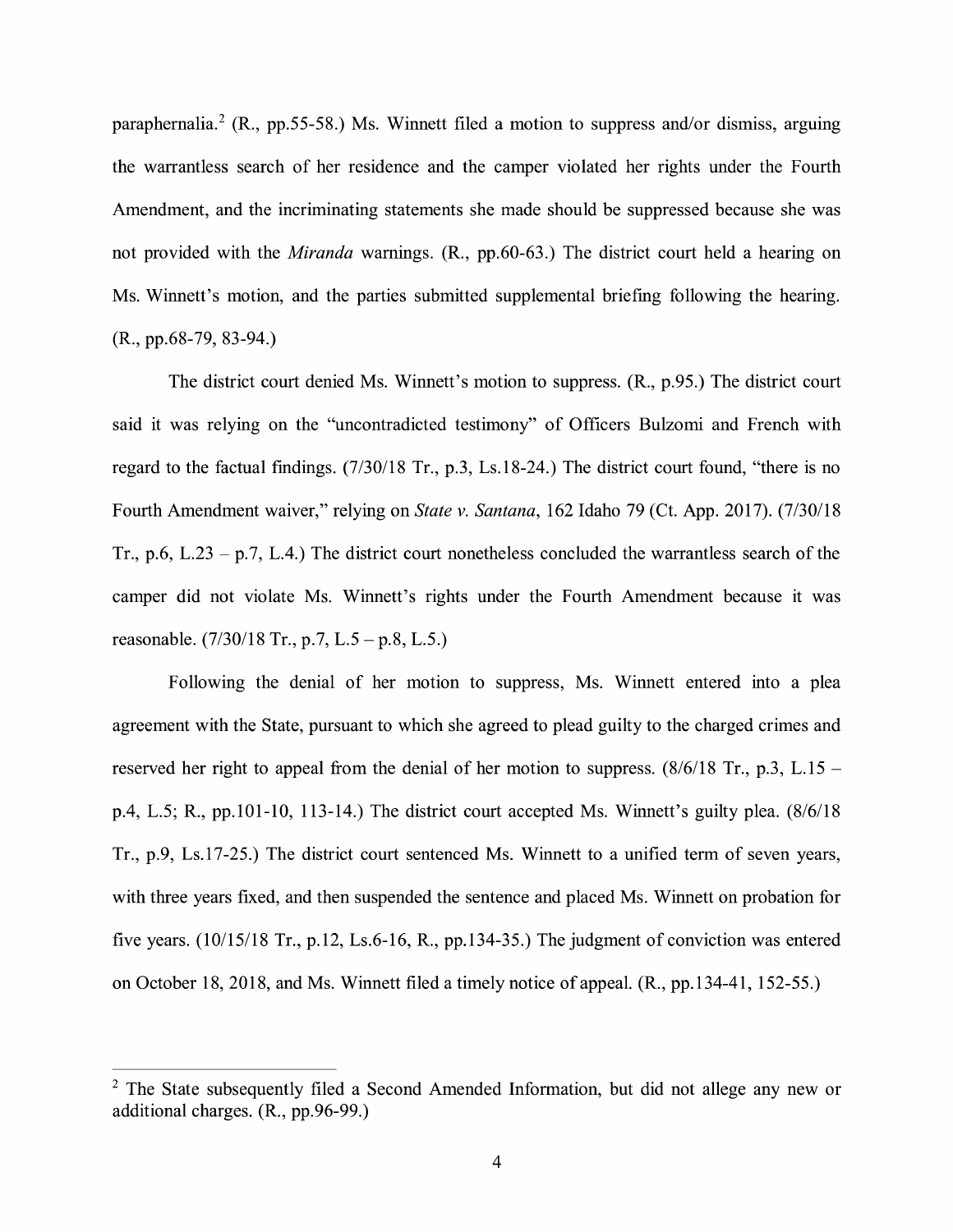paraphernalia.[2] (R., pp.55-58.) Ms. Winnett filed a motion to suppress and/or dismiss, arguing the warrantless search of her residence and the camper violated her rights under the Fourth Amendment, and the incriminating statements she made should be suppressed because she was not provided with the *Miranda* warnings. (R., pp.60-63.) The district court held a hearing on Ms. Winnett's motion, and the parties submitted supplemental briefing following the hearing. (R., pp.68-79, 83-94.)

The district court denied Ms. Winnett's motion to suppress. (R., p.95.) The district court said it was relying on the "uncontradicted testimony" of Officers Bulzomi and French with regard to the factual findings. (7/30/18 Tr., p.3, Ls.18-24.) The district court found, "there is no Fourth Amendment waiver," relying on *State v. Santana*, 162 Idaho 79 (Ct. App. 2017). (7/30/18 Tr., p.6, L.23 – p.7, L.4.) The district court nonetheless concluded the warrantless search of the camper did not violate Ms. Winnett's rights under the Fourth Amendment because it was reasonable. (7/30/18 Tr., p.7, L.5 – p.8, L.5.)

Following the denial of her motion to suppress, Ms. Winnett entered into a plea agreement with the State, pursuant to which she agreed to plead guilty to the charged crimes and reserved her right to appeal from the denial of her motion to suppress. (8/6/18 Tr., p.3, L.15 – p.4, L.5; R., pp.101-10, 113-14.) The district court accepted Ms. Winnett's guilty plea. (8/6/18 Tr., p.9, Ls.17-25.) The district court sentenced Ms. Winnett to a unified term of seven years, with three years fixed, and then suspended the sentence and placed Ms. Winnett on probation for five years. (10/15/18 Tr., p.12, Ls.6-16, R., pp.134-35.) The judgment of conviction was entered on October 18, 2018, and Ms. Winnett filed a timely notice of appeal. (R., pp.134-41, 152-55.)

---

[2] The State subsequently filed a Second Amended Information, but did not allege any new or additional charges. (R., pp.96-99.)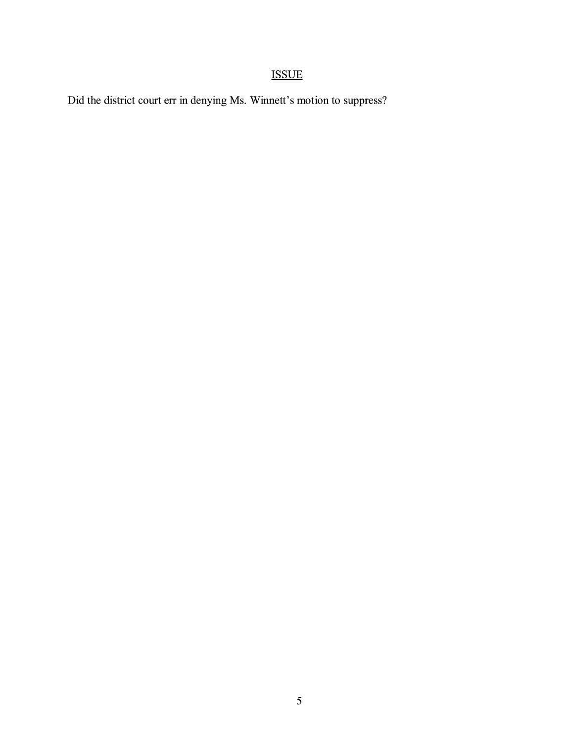## ISSUE

Did the district court err in denying Ms. Winnett's motion to suppress?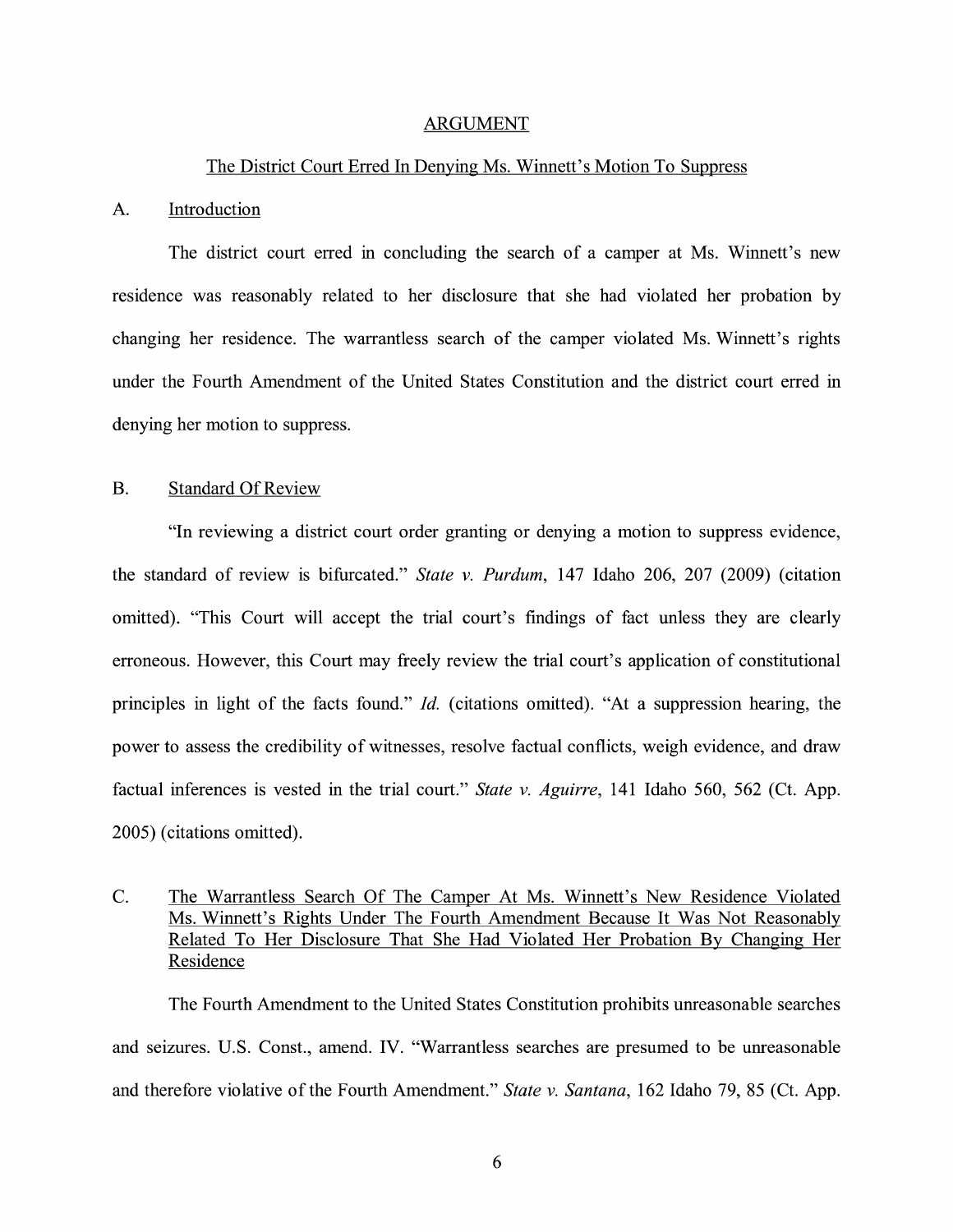## ARGUMENT

### The District Court Erred In Denying Ms. Winnett's Motion To Suppress

### A. Introduction

The district court erred in concluding the search of a camper at Ms. Winnett's new residence was reasonably related to her disclosure that she had violated her probation by changing her residence. The warrantless search of the camper violated Ms. Winnett's rights under the Fourth Amendment of the United States Constitution and the district court erred in denying her motion to suppress.

### B. Standard Of Review

"In reviewing a district court order granting or denying a motion to suppress evidence, the standard of review is bifurcated." *State v. Purdum*, 147 Idaho 206, 207 (2009) (citation omitted). "This Court will accept the trial court's findings of fact unless they are clearly erroneous. However, this Court may freely review the trial court's application of constitutional principles in light of the facts found." *Id.* (citations omitted). "At a suppression hearing, the power to assess the credibility of witnesses, resolve factual conflicts, weigh evidence, and draw factual inferences is vested in the trial court." *State v. Aguirre*, 141 Idaho 560, 562 (Ct. App. 2005) (citations omitted).

### C. The Warrantless Search Of The Camper At Ms. Winnett's New Residence Violated Ms. Winnett's Rights Under The Fourth Amendment Because It Was Not Reasonably Related To Her Disclosure That She Had Violated Her Probation By Changing Her Residence

The Fourth Amendment to the United States Constitution prohibits unreasonable searches and seizures. U.S. Const., amend. IV. "Warrantless searches are presumed to be unreasonable and therefore violative of the Fourth Amendment." *State v. Santana*, 162 Idaho 79, 85 (Ct. App.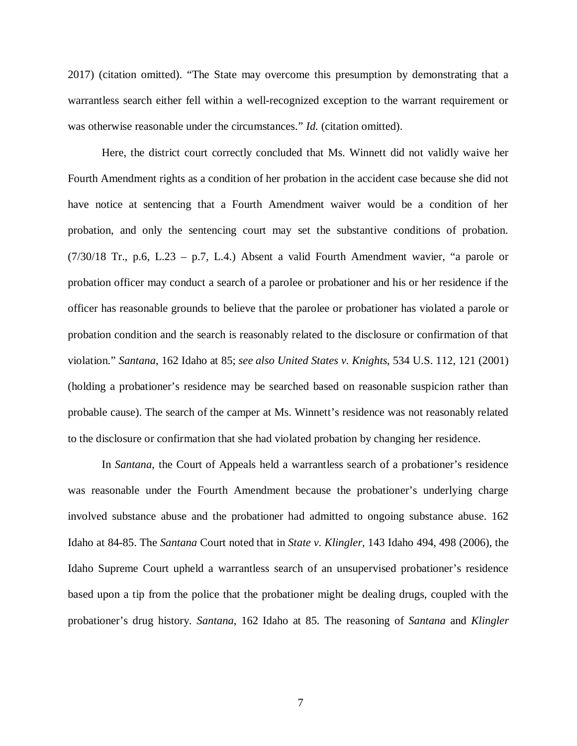2017) (citation omitted). "The State may overcome this presumption by demonstrating that a warrantless search either fell within a well-recognized exception to the warrant requirement or was otherwise reasonable under the circumstances." *Id.* (citation omitted).

Here, the district court correctly concluded that Ms. Winnett did not validly waive her Fourth Amendment rights as a condition of her probation in the accident case because she did not have notice at sentencing that a Fourth Amendment waiver would be a condition of her probation, and only the sentencing court may set the substantive conditions of probation. (7/30/18 Tr., p.6, L.23 – p.7, L.4.) Absent a valid Fourth Amendment wavier, "a parole or probation officer may conduct a search of a parolee or probationer and his or her residence if the officer has reasonable grounds to believe that the parolee or probationer has violated a parole or probation condition and the search is reasonably related to the disclosure or confirmation of that violation." *Santana*, 162 Idaho at 85; *see also United States v. Knights*, 534 U.S. 112, 121 (2001) (holding a probationer's residence may be searched based on reasonable suspicion rather than probable cause). The search of the camper at Ms. Winnett's residence was not reasonably related to the disclosure or confirmation that she had violated probation by changing her residence.

In *Santana*, the Court of Appeals held a warrantless search of a probationer's residence was reasonable under the Fourth Amendment because the probationer's underlying charge involved substance abuse and the probationer had admitted to ongoing substance abuse. 162 Idaho at 84-85. The *Santana* Court noted that in *State v. Klingler*, 143 Idaho 494, 498 (2006), the Idaho Supreme Court upheld a warrantless search of an unsupervised probationer's residence based upon a tip from the police that the probationer might be dealing drugs, coupled with the probationer's drug history. *Santana*, 162 Idaho at 85. The reasoning of *Santana* and *Klingler*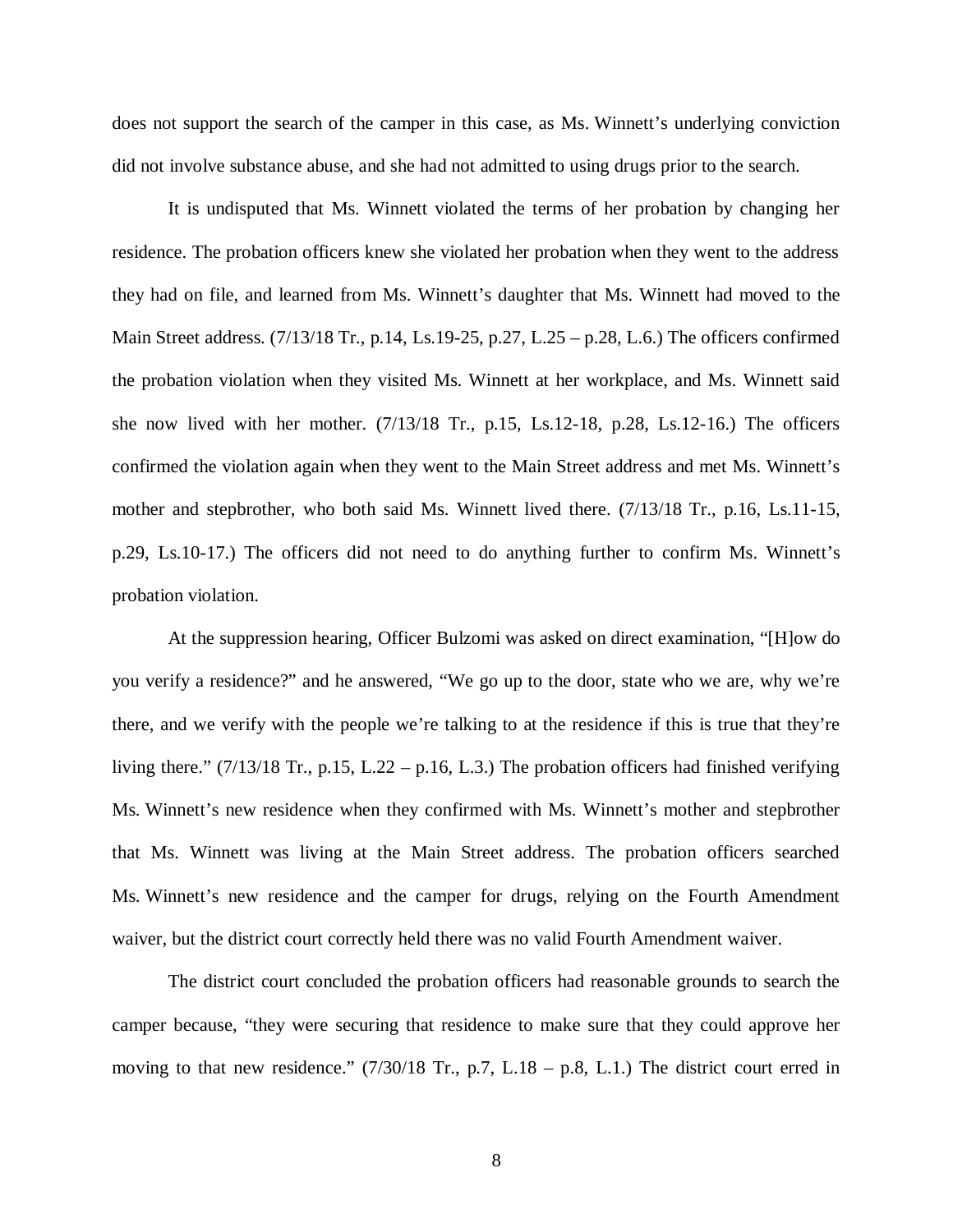does not support the search of the camper in this case, as Ms. Winnett's underlying conviction did not involve substance abuse, and she had not admitted to using drugs prior to the search.

It is undisputed that Ms. Winnett violated the terms of her probation by changing her residence. The probation officers knew she violated her probation when they went to the address they had on file, and learned from Ms. Winnett's daughter that Ms. Winnett had moved to the Main Street address. (7/13/18 Tr., p.14, Ls.19-25, p.27, L.25 – p.28, L.6.) The officers confirmed the probation violation when they visited Ms. Winnett at her workplace, and Ms. Winnett said she now lived with her mother. (7/13/18 Tr., p.15, Ls.12-18, p.28, Ls.12-16.) The officers confirmed the violation again when they went to the Main Street address and met Ms. Winnett's mother and stepbrother, who both said Ms. Winnett lived there. (7/13/18 Tr., p.16, Ls.11-15, p.29, Ls.10-17.) The officers did not need to do anything further to confirm Ms. Winnett's probation violation.

At the suppression hearing, Officer Bulzomi was asked on direct examination, "[H]ow do you verify a residence?" and he answered, "We go up to the door, state who we are, why we're there, and we verify with the people we're talking to at the residence if this is true that they're living there." (7/13/18 Tr., p.15, L.22 – p.16, L.3.) The probation officers had finished verifying Ms. Winnett's new residence when they confirmed with Ms. Winnett's mother and stepbrother that Ms. Winnett was living at the Main Street address. The probation officers searched Ms. Winnett's new residence and the camper for drugs, relying on the Fourth Amendment waiver, but the district court correctly held there was no valid Fourth Amendment waiver.

The district court concluded the probation officers had reasonable grounds to search the camper because, "they were securing that residence to make sure that they could approve her moving to that new residence." (7/30/18 Tr., p.7, L.18 – p.8, L.1.) The district court erred in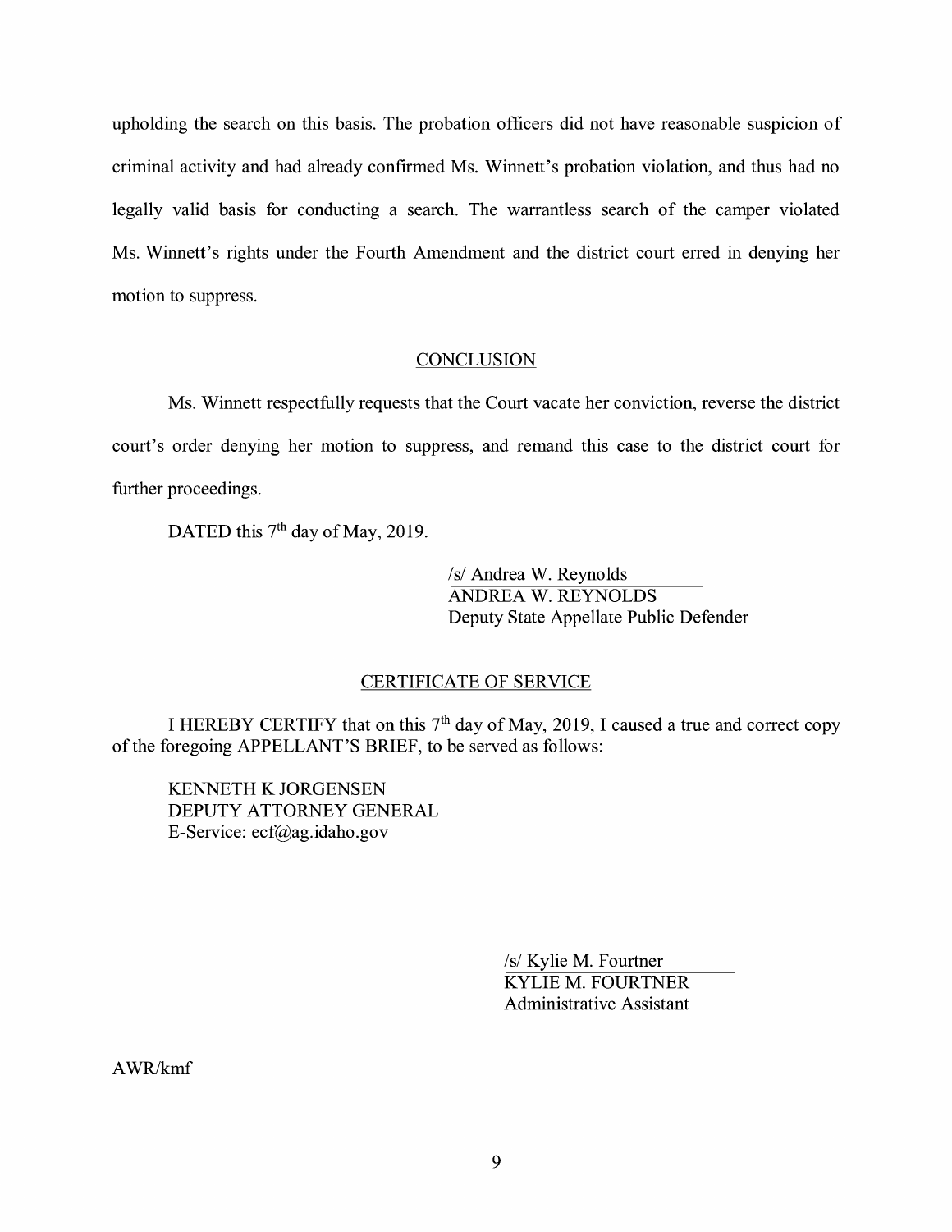upholding the search on this basis. The probation officers did not have reasonable suspicion of criminal activity and had already confirmed Ms. Winnett's probation violation, and thus had no legally valid basis for conducting a search. The warrantless search of the camper violated Ms. Winnett's rights under the Fourth Amendment and the district court erred in denying her motion to suppress.

## CONCLUSION

Ms. Winnett respectfully requests that the Court vacate her conviction, reverse the district court's order denying her motion to suppress, and remand this case to the district court for further proceedings.

DATED this 7th day of May, 2019.

/s/ Andrea W. Reynolds
ANDREA W. REYNOLDS
Deputy State Appellate Public Defender

## CERTIFICATE OF SERVICE

I HEREBY CERTIFY that on this 7th day of May, 2019, I caused a true and correct copy of the foregoing APPELLANT'S BRIEF, to be served as follows:

KENNETH K JORGENSEN
DEPUTY ATTORNEY GENERAL
E-Service: ecf@ag.idaho.gov

/s/ Kylie M. Fourtner
KYLIE M. FOURTNER
Administrative Assistant

AWR/kmf